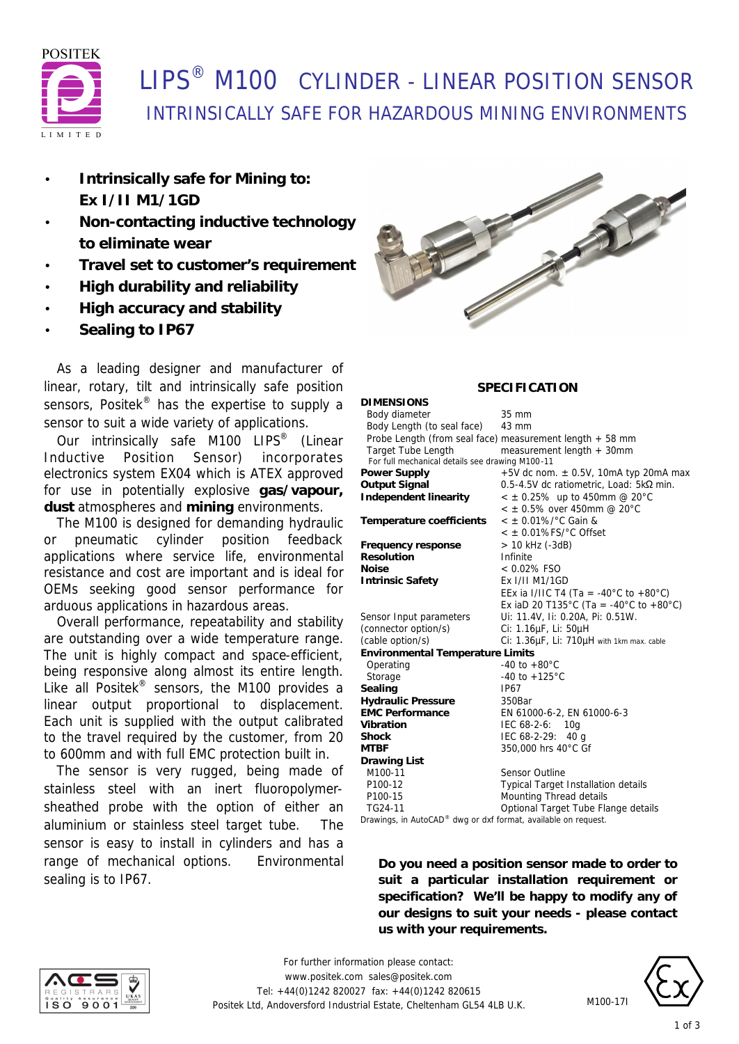# LIPS® M100 CYLINDER - LINEAR POSITION SENSOR

## INTRINSICALLY SAFE FOR HAZARDOUS MINING ENVIRONMENTS

- **Intrinsically safe for Mining to: Ex I/II M1/1GD**
- **Non-contacting inductive technology to eliminate wear**
- **Travel set to customer's requirement**
- **High durability and reliability**
- **High accuracy and stability**
- **Sealing to IP67**

As a leading designer and manufacturer of linear, rotary, tilt and intrinsically safe position sensors, Positek® has the expertise to supply a sensor to suit a wide variety of applications.

Our intrinsically safe M100 LIPS® (Linear Inductive Position Sensor) incorporates electronics system EX04 which is ATEX approved for use in potentially explosive **gas/vapour, dust** atmospheres and **mining** environments.

The M100 is designed for demanding hydraulic or pneumatic cylinder position feedback applications where service life, environmental resistance and cost are important and is ideal for OEMs seeking good sensor performance for arduous applications in hazardous areas.

Overall performance, repeatability and stability are outstanding over a wide temperature range. The unit is highly compact and space-efficient, being responsive along almost its entire length. Like all Positek® sensors, the M100 provides a linear output proportional to displacement. Each unit is supplied with the output calibrated to the travel required by the customer, from 20 to 600mm and with full EMC protection built in.

The sensor is very rugged, being made of stainless steel with an inert fluoropolymer-sheathed probe with the option of either an aluminium or stainless steel target tube. The sensor is easy to install in cylinders and has a range of mechanical options. Environmental sealing is to IP67.

## SPECIFICATION

| | |
|---|---|
| **DIMENSIONS** | |
| Body diameter | 35 mm |
| Body Length (to seal face) | 43 mm |
| Probe Length (from seal face) | measurement length + 58 mm |
| Target Tube Length | measurement length + 30mm |
| For full mechanical details see drawing M100-11 | |
| **Power Supply** | +5V dc nom. ± 0.5V, 10mA typ 20mA max |
| **Output Signal** | 0.5-4.5V dc ratiometric, Load: 5kΩ min. |
| **Independent linearity** | < ± 0.25% up to 450mm @ 20°C<br>< ± 0.5% over 450mm @ 20°C |
| **Temperature coefficients** | < ± 0.01%/°C Gain &<br>< ± 0.01%FS/°C Offset |
| **Frequency response** | > 10 kHz (-3dB) |
| **Resolution** | Infinite |
| **Noise** | < 0.02% FSO |
| **Intrinsic Safety** | Ex I/II M1/1GD<br>EEx ia I/IIC T4 (Ta = -40°C to +80°C)<br>Ex iaD 20 T135°C (Ta = -40°C to +80°C) |
| Sensor Input parameters | Ui: 11.4V, Ii: 0.20A, Pi: 0.51W. |
| (connector option/s) | Ci: 1.16µF, Li: 50µH |
| (cable option/s) | Ci: 1.36µF, Li: 710µH with 1km max. cable |
| **Environmental Temperature Limits** | |
| Operating | -40 to +80°C |
| Storage | -40 to +125°C |
| **Sealing** | IP67 |
| **Hydraulic Pressure** | 350Bar |
| **EMC Performance** | EN 61000-6-2, EN 61000-6-3 |
| **Vibration** | IEC 68-2-6: 10g |
| **Shock** | IEC 68-2-29: 40 g |
| **MTBF** | 350,000 hrs 40°C Gf |
| **Drawing List** | |
| M100-11 | Sensor Outline |
| P100-12 | Typical Target Installation details |
| P100-15 | Mounting Thread details |
| TG24-11 | Optional Target Tube Flange details |

Drawings, in AutoCAD® dwg or dxf format, available on request.

**Do you need a position sensor made to order to suit a particular installation requirement or specification? We'll be happy to modify any of our designs to suit your needs - please contact us with your requirements.**

For further information please contact:
www.positek.com sales@positek.com
Tel: +44(0)1242 820027 fax: +44(0)1242 820615
Positek Ltd, Andoversford Industrial Estate, Cheltenham GL54 4LB U.K.

M100-17I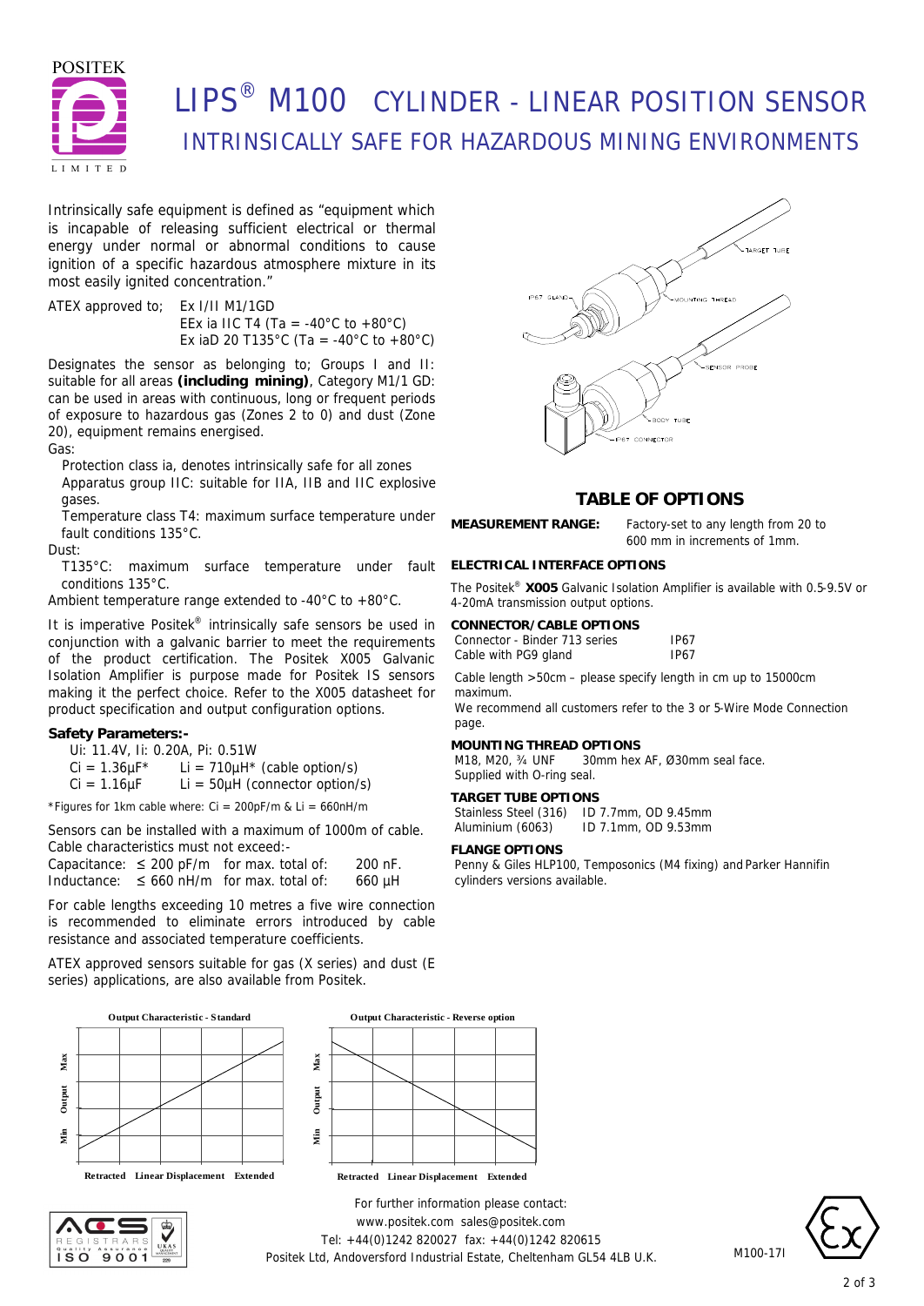# LIPS® M100 CYLINDER - LINEAR POSITION SENSOR

## INTRINSICALLY SAFE FOR HAZARDOUS MINING ENVIRONMENTS

Intrinsically safe equipment is defined as "equipment which is incapable of releasing sufficient electrical or thermal energy under normal or abnormal conditions to cause ignition of a specific hazardous atmosphere mixture in its most easily ignited concentration."

ATEX approved to; Ex I/II M1/1GD
EEx ia IIC T4 (Ta = -40°C to +80°C)
Ex iaD 20 T135°C (Ta = -40°C to +80°C)

Designates the sensor as belonging to; Groups I and II: suitable for all areas **(including mining)**, Category M1/1 GD: can be used in areas with continuous, long or frequent periods of exposure to hazardous gas (Zones 2 to 0) and dust (Zone 20), equipment remains energised.

Gas:

- Protection class ia, denotes intrinsically safe for all zones
- Apparatus group IIC: suitable for IIA, IIB and IIC explosive gases.
- Temperature class T4: maximum surface temperature under fault conditions 135°C.

Dust:

- T135°C: maximum surface temperature under fault conditions 135°C.

Ambient temperature range extended to -40°C to +80°C.

It is imperative Positek® intrinsically safe sensors be used in conjunction with a galvanic barrier to meet the requirements of the product certification. The Positek X005 Galvanic Isolation Amplifier is purpose made for Positek IS sensors making it the perfect choice. Refer to the X005 datasheet for product specification and output configuration options.

### Safety Parameters:-

Ui: 11.4V, Ii: 0.20A, Pi: 0.51W
Ci = 1.36µF* Li = 710µH* (cable option/s)
Ci = 1.16µF Li = 50µH (connector option/s)

*Figures for 1km cable where: Ci = 200pF/m & Li = 660nH/m

Sensors can be installed with a maximum of 1000m of cable. Cable characteristics must not exceed:-

| | | | |
|---|---|---|---|
| Capacitance: | ≤ 200 pF/m | for max. total of: | 200 nF. |
| Inductance: | ≤ 660 nH/m | for max. total of: | 660 µH |

For cable lengths exceeding 10 metres a five wire connection is recommended to eliminate errors introduced by cable resistance and associated temperature coefficients.

ATEX approved sensors suitable for gas (X series) and dust (E series) applications, are also available from Positek.

## TABLE OF OPTIONS

**MEASUREMENT RANGE:** Factory-set to any length from 20 to 600 mm in increments of 1mm.

### ELECTRICAL INTERFACE OPTIONS

The Positek® **X005** Galvanic Isolation Amplifier is available with 0.5-9.5V or 4-20mA transmission output options.

### CONNECTOR/CABLE OPTIONS

| | |
|---|---|
| Connector - Binder 713 series | IP67 |
| Cable with PG9 gland | IP67 |

Cable length >50cm – please specify length in cm up to 15000cm maximum.
We recommend all customers refer to the 3 or 5-Wire Mode Connection page.

### MOUNTING THREAD OPTIONS

M18, M20, ¾ UNF 30mm hex AF, Ø30mm seal face.
Supplied with O-ring seal.

### TARGET TUBE OPTIONS

| | |
|---|---|
| Stainless Steel (316) | ID 7.7mm, OD 9.45mm |
| Aluminium (6063) | ID 7.1mm, OD 9.53mm |

### FLANGE OPTIONS

Penny & Giles HLP100, Temposonics (M4 fixing) and Parker Hannifin cylinders versions available.

**Output Characteristic - Standard** (Output Min to Max vs Linear Displacement, Retracted to Extended)

**Output Characteristic - Reverse option** (Output Max to Min vs Linear Displacement, Retracted to Extended)

For further information please contact:
www.positek.com sales@positek.com
Tel: +44(0)1242 820027 fax: +44(0)1242 820615
Positek Ltd, Andoversford Industrial Estate, Cheltenham GL54 4LB U.K.

M100-17I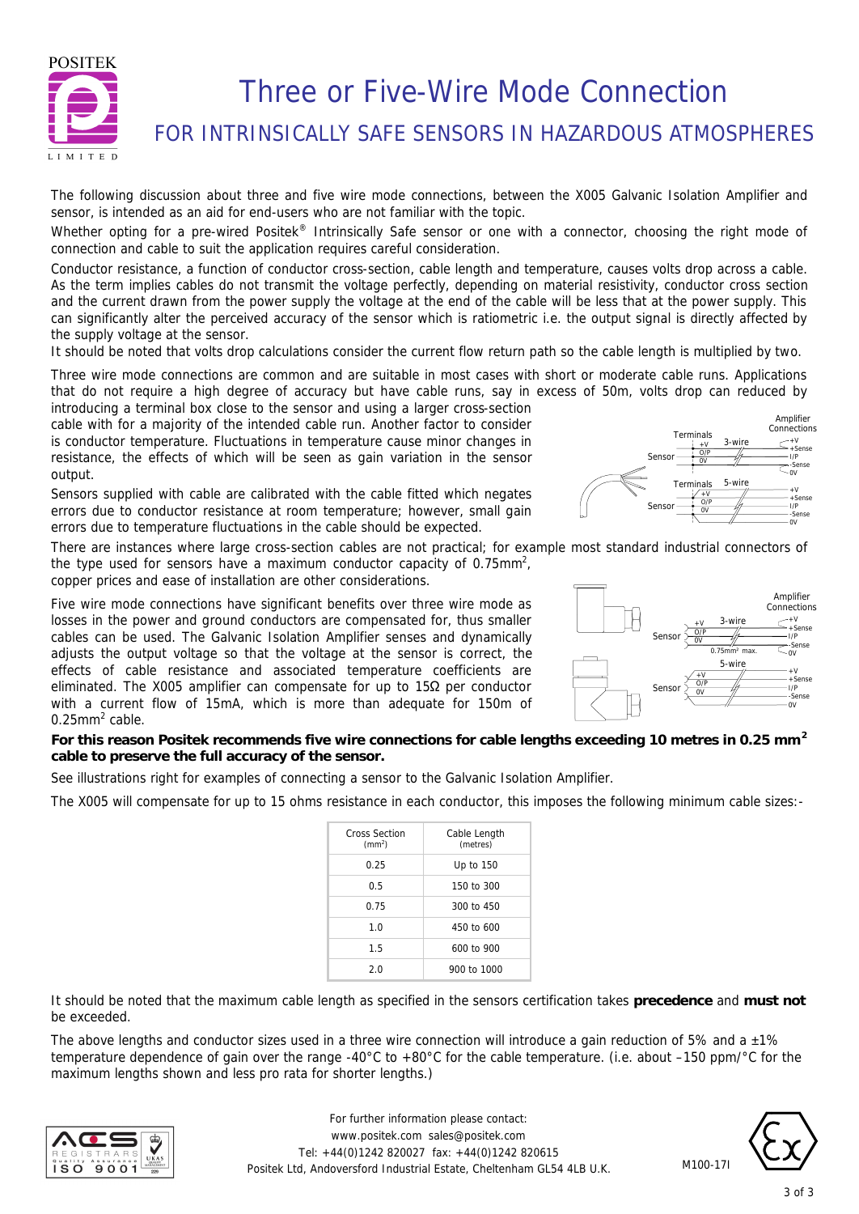# Three or Five-Wire Mode Connection

## FOR INTRINSICALLY SAFE SENSORS IN HAZARDOUS ATMOSPHERES

The following discussion about three and five wire mode connections, between the X005 Galvanic Isolation Amplifier and sensor, is intended as an aid for end-users who are not familiar with the topic.

Whether opting for a pre-wired Positek® Intrinsically Safe sensor or one with a connector, choosing the right mode of connection and cable to suit the application requires careful consideration.

Conductor resistance, a function of conductor cross-section, cable length and temperature, causes volts drop across a cable. As the term implies cables do not transmit the voltage perfectly, depending on material resistivity, conductor cross section and the current drawn from the power supply the voltage at the end of the cable will be less that at the power supply. This can significantly alter the perceived accuracy of the sensor which is ratiometric i.e. the output signal is directly affected by the supply voltage at the sensor.

It should be noted that volts drop calculations consider the current flow return path so the cable length is multiplied by two.

Three wire mode connections are common and are suitable in most cases with short or moderate cable runs. Applications that do not require a high degree of accuracy but have cable runs, say in excess of 50m, volts drop can reduced by introducing a terminal box close to the sensor and using a larger cross-section cable with for a majority of the intended cable run. Another factor to consider is conductor temperature. Fluctuations in temperature cause minor changes in resistance, the effects of which will be seen as gain variation in the sensor output.

Sensors supplied with cable are calibrated with the cable fitted which negates errors due to conductor resistance at room temperature; however, small gain errors due to temperature fluctuations in the cable should be expected.

Amplifier Connections
Terminals
3-wire
Sensor
+V
O/P
0V
+V
+Sense
I/P
-Sense
0V
Terminals
5-wire
Sensor
+V
O/P
0V
+V
+Sense
I/P
-Sense
0V

There are instances where large cross-section cables are not practical; for example most standard industrial connectors of the type used for sensors have a maximum conductor capacity of 0.75mm², copper prices and ease of installation are other considerations.

Five wire mode connections have significant benefits over three wire mode as losses in the power and ground conductors are compensated for, thus smaller cables can be used. The Galvanic Isolation Amplifier senses and dynamically adjusts the output voltage so that the voltage at the sensor is correct, the effects of cable resistance and associated temperature coefficients are eliminated. The X005 amplifier can compensate for up to 15Ω per conductor with a current flow of 15mA, which is more than adequate for 150m of 0.25mm² cable.

Amplifier Connections
3-wire
Sensor
+V
O/P
0V
0.75mm² max.
+V
+Sense
I/P
-Sense
0V
5-wire
Sensor
+V
O/P
0V
+V
+Sense
I/P
-Sense
0V

**For this reason Positek recommends five wire connections for cable lengths exceeding 10 metres in 0.25 mm² cable to preserve the full accuracy of the sensor.**

See illustrations right for examples of connecting a sensor to the Galvanic Isolation Amplifier.

The X005 will compensate for up to 15 ohms resistance in each conductor, this imposes the following minimum cable sizes:-

| Cross Section (mm²) | Cable Length (metres) |
|---|---|
| 0.25 | Up to 150 |
| 0.5 | 150 to 300 |
| 0.75 | 300 to 450 |
| 1.0 | 450 to 600 |
| 1.5 | 600 to 900 |
| 2.0 | 900 to 1000 |

It should be noted that the maximum cable length as specified in the sensors certification takes **precedence** and **must not** be exceeded.

The above lengths and conductor sizes used in a three wire connection will introduce a gain reduction of 5% and a ±1% temperature dependence of gain over the range -40°C to +80°C for the cable temperature. (i.e. about –150 ppm/°C for the maximum lengths shown and less pro rata for shorter lengths.)

For further information please contact:
www.positek.com sales@positek.com
Tel: +44(0)1242 820027 fax: +44(0)1242 820615
Positek Ltd, Andoversford Industrial Estate, Cheltenham GL54 4LB U.K.

M100-17I